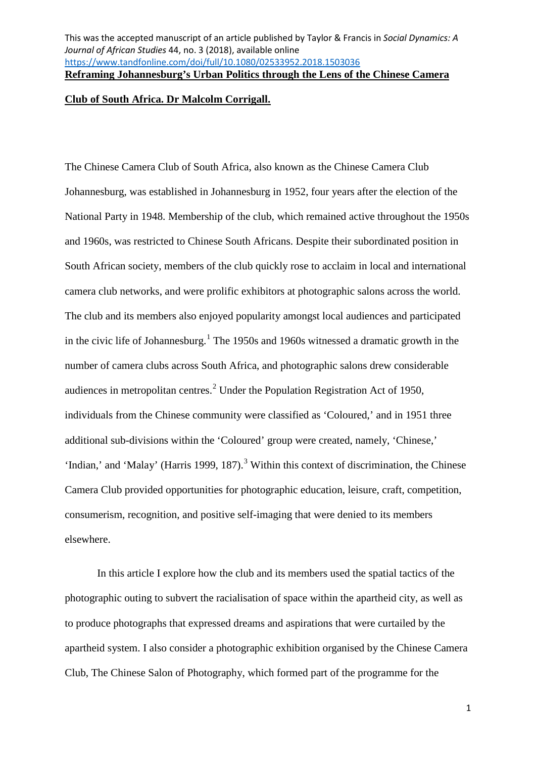This was the accepted manuscript of an article published by Taylor & Francis in *Social Dynamics: A Journal of African Studies* 44, no. 3 (2018), available online https://www.tandfonline.com/doi/full/10.1080/02533952.2018.1503036

# Reframing Johannesburg's Urban Politics through the Lens of the Chinese Camera Club of South Africa. Dr Malcolm Corrigall.

The Chinese Camera Club of South Africa, also known as the Chinese Camera Club Johannesburg, was established in Johannesburg in 1952, four years after the election of the National Party in 1948. Membership of the club, which remained active throughout the 1950s and 1960s, was restricted to Chinese South Africans. Despite their subordinated position in South African society, members of the club quickly rose to acclaim in local and international camera club networks, and were prolific exhibitors at photographic salons across the world. The club and its members also enjoyed popularity amongst local audiences and participated in the civic life of Johannesburg.[1] The 1950s and 1960s witnessed a dramatic growth in the number of camera clubs across South Africa, and photographic salons drew considerable audiences in metropolitan centres.[2] Under the Population Registration Act of 1950, individuals from the Chinese community were classified as 'Coloured,' and in 1951 three additional sub-divisions within the 'Coloured' group were created, namely, 'Chinese,' 'Indian,' and 'Malay' (Harris 1999, 187).[3] Within this context of discrimination, the Chinese Camera Club provided opportunities for photographic education, leisure, craft, competition, consumerism, recognition, and positive self-imaging that were denied to its members elsewhere.

In this article I explore how the club and its members used the spatial tactics of the photographic outing to subvert the racialisation of space within the apartheid city, as well as to produce photographs that expressed dreams and aspirations that were curtailed by the apartheid system. I also consider a photographic exhibition organised by the Chinese Camera Club, The Chinese Salon of Photography, which formed part of the programme for the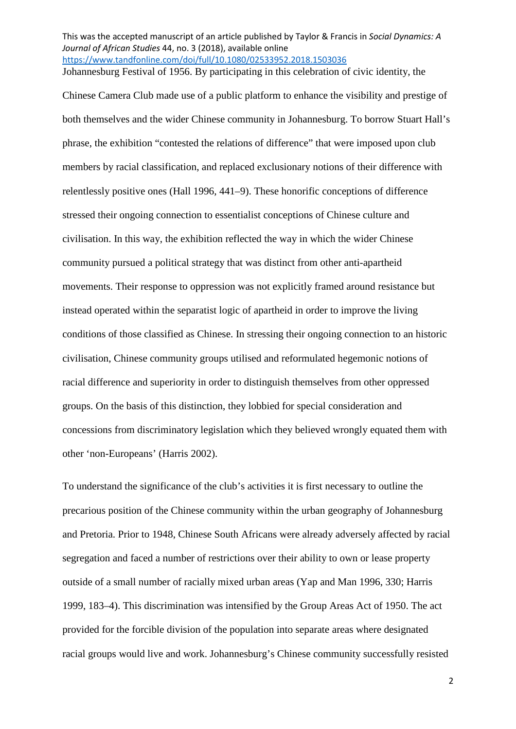Johannesburg Festival of 1956. By participating in this celebration of civic identity, the Chinese Camera Club made use of a public platform to enhance the visibility and prestige of both themselves and the wider Chinese community in Johannesburg. To borrow Stuart Hall's phrase, the exhibition "contested the relations of difference" that were imposed upon club members by racial classification, and replaced exclusionary notions of their difference with relentlessly positive ones (Hall 1996, 441–9). These honorific conceptions of difference stressed their ongoing connection to essentialist conceptions of Chinese culture and civilisation. In this way, the exhibition reflected the way in which the wider Chinese community pursued a political strategy that was distinct from other anti-apartheid movements. Their response to oppression was not explicitly framed around resistance but instead operated within the separatist logic of apartheid in order to improve the living conditions of those classified as Chinese. In stressing their ongoing connection to an historic civilisation, Chinese community groups utilised and reformulated hegemonic notions of racial difference and superiority in order to distinguish themselves from other oppressed groups. On the basis of this distinction, they lobbied for special consideration and concessions from discriminatory legislation which they believed wrongly equated them with other 'non-Europeans' (Harris 2002).

To understand the significance of the club's activities it is first necessary to outline the precarious position of the Chinese community within the urban geography of Johannesburg and Pretoria. Prior to 1948, Chinese South Africans were already adversely affected by racial segregation and faced a number of restrictions over their ability to own or lease property outside of a small number of racially mixed urban areas (Yap and Man 1996, 330; Harris 1999, 183–4). This discrimination was intensified by the Group Areas Act of 1950. The act provided for the forcible division of the population into separate areas where designated racial groups would live and work. Johannesburg's Chinese community successfully resisted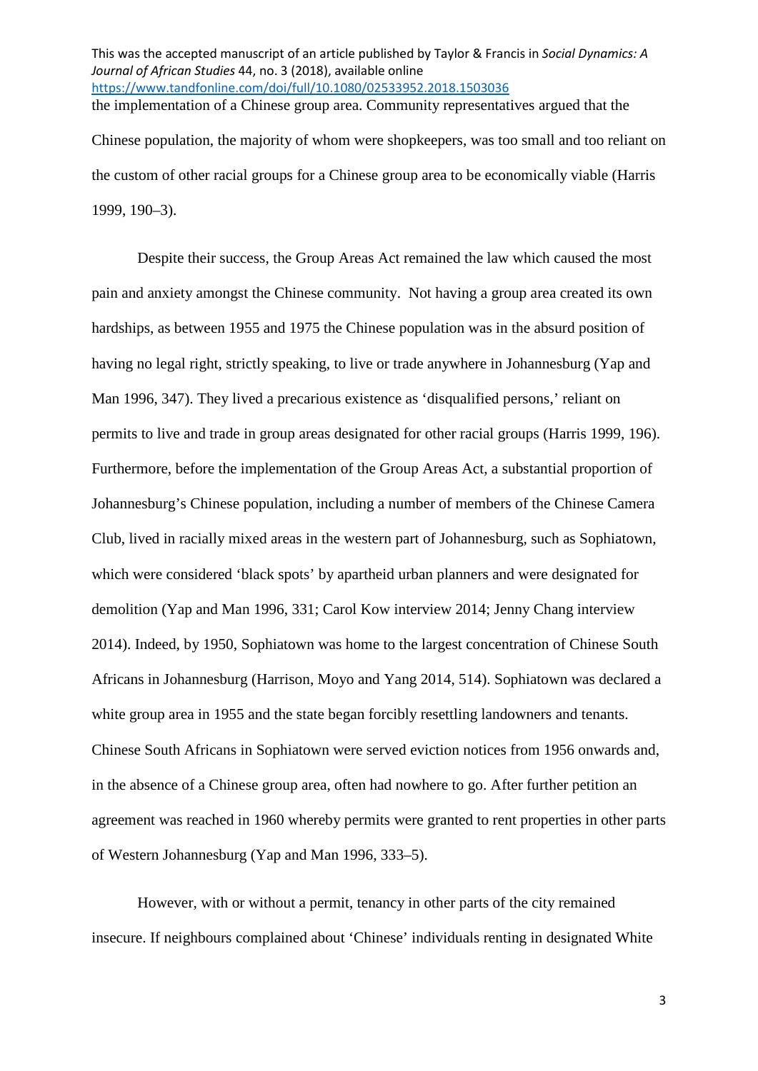the implementation of a Chinese group area. Community representatives argued that the Chinese population, the majority of whom were shopkeepers, was too small and too reliant on the custom of other racial groups for a Chinese group area to be economically viable (Harris 1999, 190–3).

Despite their success, the Group Areas Act remained the law which caused the most pain and anxiety amongst the Chinese community. Not having a group area created its own hardships, as between 1955 and 1975 the Chinese population was in the absurd position of having no legal right, strictly speaking, to live or trade anywhere in Johannesburg (Yap and Man 1996, 347). They lived a precarious existence as 'disqualified persons,' reliant on permits to live and trade in group areas designated for other racial groups (Harris 1999, 196). Furthermore, before the implementation of the Group Areas Act, a substantial proportion of Johannesburg's Chinese population, including a number of members of the Chinese Camera Club, lived in racially mixed areas in the western part of Johannesburg, such as Sophiatown, which were considered 'black spots' by apartheid urban planners and were designated for demolition (Yap and Man 1996, 331; Carol Kow interview 2014; Jenny Chang interview 2014). Indeed, by 1950, Sophiatown was home to the largest concentration of Chinese South Africans in Johannesburg (Harrison, Moyo and Yang 2014, 514). Sophiatown was declared a white group area in 1955 and the state began forcibly resettling landowners and tenants. Chinese South Africans in Sophiatown were served eviction notices from 1956 onwards and, in the absence of a Chinese group area, often had nowhere to go. After further petition an agreement was reached in 1960 whereby permits were granted to rent properties in other parts of Western Johannesburg (Yap and Man 1996, 333–5).

However, with or without a permit, tenancy in other parts of the city remained insecure. If neighbours complained about 'Chinese' individuals renting in designated White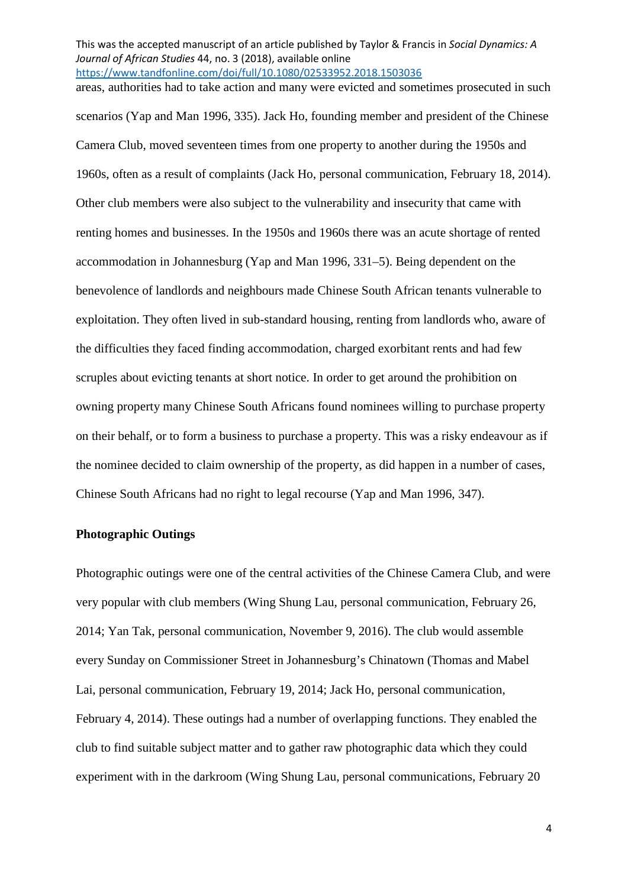areas, authorities had to take action and many were evicted and sometimes prosecuted in such scenarios (Yap and Man 1996, 335). Jack Ho, founding member and president of the Chinese Camera Club, moved seventeen times from one property to another during the 1950s and 1960s, often as a result of complaints (Jack Ho, personal communication, February 18, 2014). Other club members were also subject to the vulnerability and insecurity that came with renting homes and businesses. In the 1950s and 1960s there was an acute shortage of rented accommodation in Johannesburg (Yap and Man 1996, 331–5). Being dependent on the benevolence of landlords and neighbours made Chinese South African tenants vulnerable to exploitation. They often lived in sub-standard housing, renting from landlords who, aware of the difficulties they faced finding accommodation, charged exorbitant rents and had few scruples about evicting tenants at short notice. In order to get around the prohibition on owning property many Chinese South Africans found nominees willing to purchase property on their behalf, or to form a business to purchase a property. This was a risky endeavour as if the nominee decided to claim ownership of the property, as did happen in a number of cases, Chinese South Africans had no right to legal recourse (Yap and Man 1996, 347).

**Photographic Outings**

Photographic outings were one of the central activities of the Chinese Camera Club, and were very popular with club members (Wing Shung Lau, personal communication, February 26, 2014; Yan Tak, personal communication, November 9, 2016). The club would assemble every Sunday on Commissioner Street in Johannesburg's Chinatown (Thomas and Mabel Lai, personal communication, February 19, 2014; Jack Ho, personal communication, February 4, 2014). These outings had a number of overlapping functions. They enabled the club to find suitable subject matter and to gather raw photographic data which they could experiment with in the darkroom (Wing Shung Lau, personal communications, February 20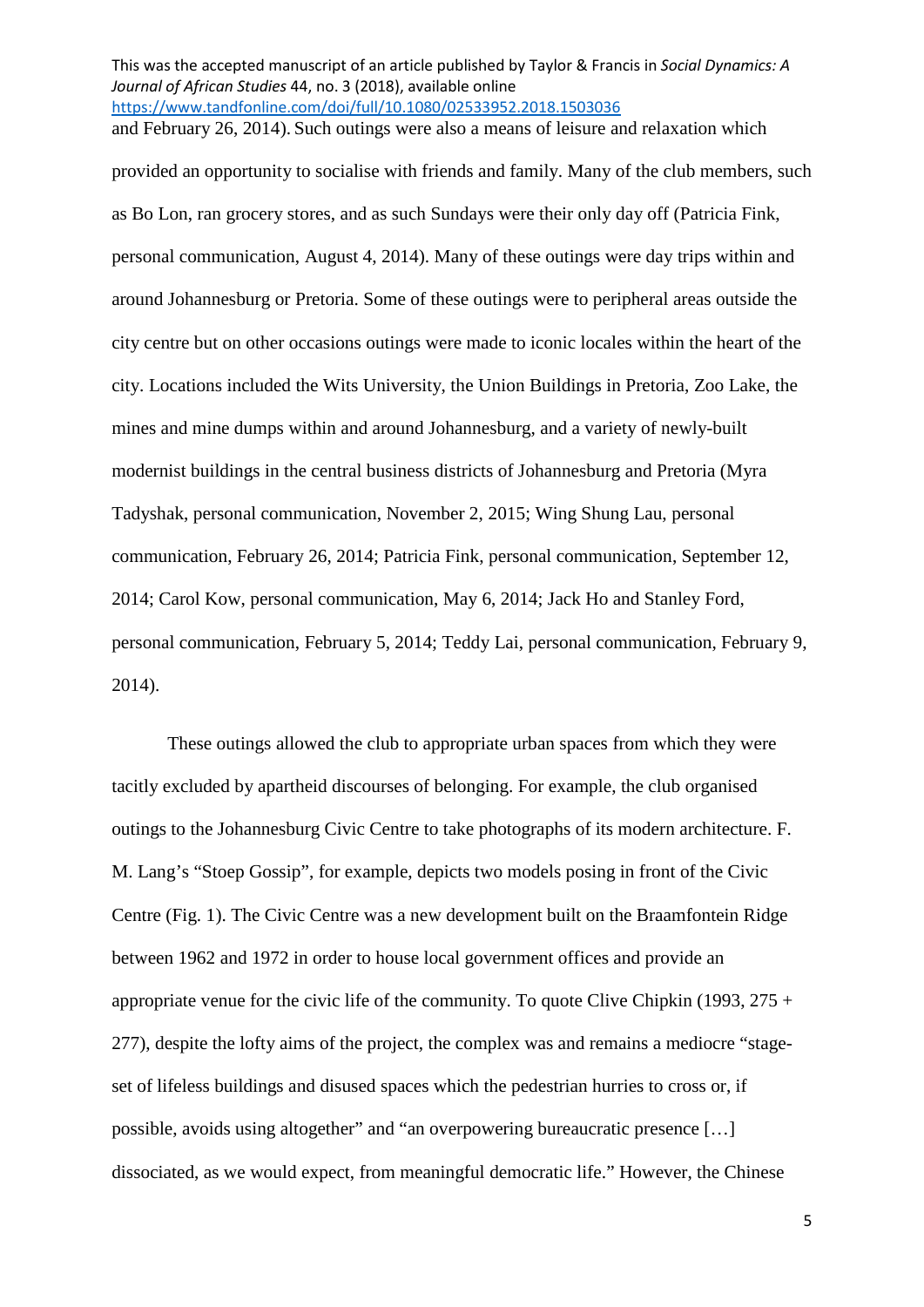and February 26, 2014). Such outings were also a means of leisure and relaxation which provided an opportunity to socialise with friends and family. Many of the club members, such as Bo Lon, ran grocery stores, and as such Sundays were their only day off (Patricia Fink, personal communication, August 4, 2014). Many of these outings were day trips within and around Johannesburg or Pretoria. Some of these outings were to peripheral areas outside the city centre but on other occasions outings were made to iconic locales within the heart of the city. Locations included the Wits University, the Union Buildings in Pretoria, Zoo Lake, the mines and mine dumps within and around Johannesburg, and a variety of newly-built modernist buildings in the central business districts of Johannesburg and Pretoria (Myra Tadyshak, personal communication, November 2, 2015; Wing Shung Lau, personal communication, February 26, 2014; Patricia Fink, personal communication, September 12, 2014; Carol Kow, personal communication, May 6, 2014; Jack Ho and Stanley Ford, personal communication, February 5, 2014; Teddy Lai, personal communication, February 9, 2014).

These outings allowed the club to appropriate urban spaces from which they were tacitly excluded by apartheid discourses of belonging. For example, the club organised outings to the Johannesburg Civic Centre to take photographs of its modern architecture. F. M. Lang's "Stoep Gossip", for example, depicts two models posing in front of the Civic Centre (Fig. 1). The Civic Centre was a new development built on the Braamfontein Ridge between 1962 and 1972 in order to house local government offices and provide an appropriate venue for the civic life of the community. To quote Clive Chipkin (1993, 275 + 277), despite the lofty aims of the project, the complex was and remains a mediocre "stage-set of lifeless buildings and disused spaces which the pedestrian hurries to cross or, if possible, avoids using altogether" and "an overpowering bureaucratic presence […] dissociated, as we would expect, from meaningful democratic life." However, the Chinese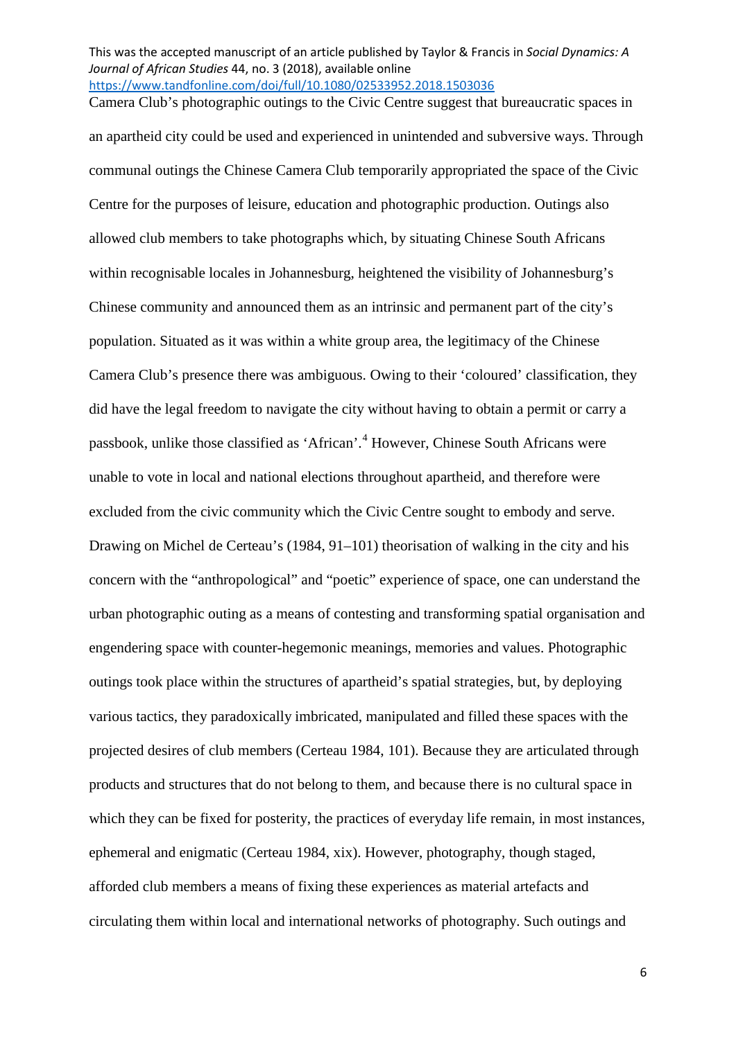Camera Club's photographic outings to the Civic Centre suggest that bureaucratic spaces in an apartheid city could be used and experienced in unintended and subversive ways. Through communal outings the Chinese Camera Club temporarily appropriated the space of the Civic Centre for the purposes of leisure, education and photographic production. Outings also allowed club members to take photographs which, by situating Chinese South Africans within recognisable locales in Johannesburg, heightened the visibility of Johannesburg's Chinese community and announced them as an intrinsic and permanent part of the city's population. Situated as it was within a white group area, the legitimacy of the Chinese Camera Club's presence there was ambiguous. Owing to their 'coloured' classification, they did have the legal freedom to navigate the city without having to obtain a permit or carry a passbook, unlike those classified as 'African'.[4] However, Chinese South Africans were unable to vote in local and national elections throughout apartheid, and therefore were excluded from the civic community which the Civic Centre sought to embody and serve. Drawing on Michel de Certeau's (1984, 91–101) theorisation of walking in the city and his concern with the "anthropological" and "poetic" experience of space, one can understand the urban photographic outing as a means of contesting and transforming spatial organisation and engendering space with counter-hegemonic meanings, memories and values. Photographic outings took place within the structures of apartheid's spatial strategies, but, by deploying various tactics, they paradoxically imbricated, manipulated and filled these spaces with the projected desires of club members (Certeau 1984, 101). Because they are articulated through products and structures that do not belong to them, and because there is no cultural space in which they can be fixed for posterity, the practices of everyday life remain, in most instances, ephemeral and enigmatic (Certeau 1984, xix). However, photography, though staged, afforded club members a means of fixing these experiences as material artefacts and circulating them within local and international networks of photography. Such outings and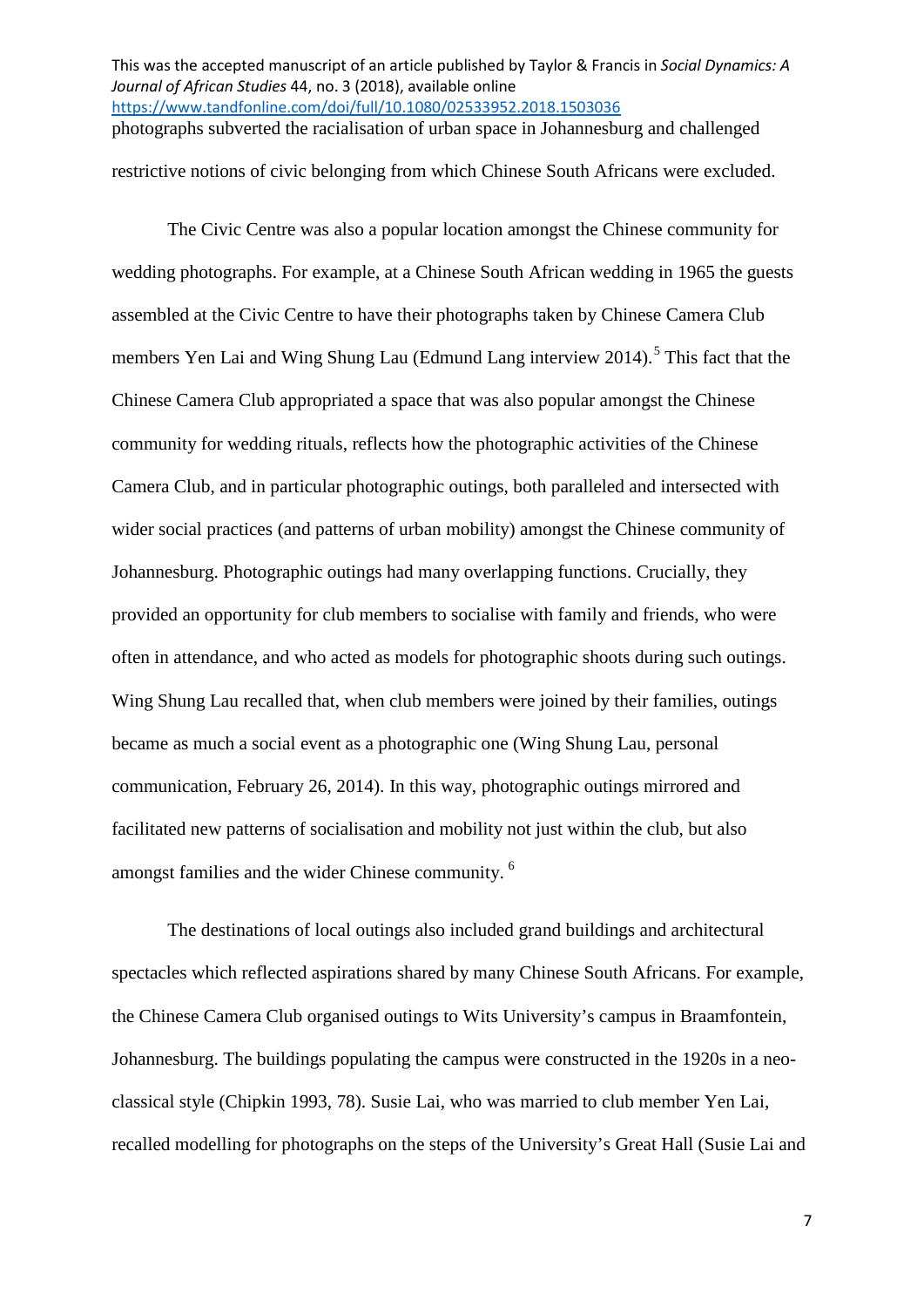photographs subverted the racialisation of urban space in Johannesburg and challenged restrictive notions of civic belonging from which Chinese South Africans were excluded.

The Civic Centre was also a popular location amongst the Chinese community for wedding photographs. For example, at a Chinese South African wedding in 1965 the guests assembled at the Civic Centre to have their photographs taken by Chinese Camera Club members Yen Lai and Wing Shung Lau (Edmund Lang interview 2014).[5] This fact that the Chinese Camera Club appropriated a space that was also popular amongst the Chinese community for wedding rituals, reflects how the photographic activities of the Chinese Camera Club, and in particular photographic outings, both paralleled and intersected with wider social practices (and patterns of urban mobility) amongst the Chinese community of Johannesburg. Photographic outings had many overlapping functions. Crucially, they provided an opportunity for club members to socialise with family and friends, who were often in attendance, and who acted as models for photographic shoots during such outings. Wing Shung Lau recalled that, when club members were joined by their families, outings became as much a social event as a photographic one (Wing Shung Lau, personal communication, February 26, 2014). In this way, photographic outings mirrored and facilitated new patterns of socialisation and mobility not just within the club, but also amongst families and the wider Chinese community.[6]

The destinations of local outings also included grand buildings and architectural spectacles which reflected aspirations shared by many Chinese South Africans. For example, the Chinese Camera Club organised outings to Wits University's campus in Braamfontein, Johannesburg. The buildings populating the campus were constructed in the 1920s in a neo-classical style (Chipkin 1993, 78). Susie Lai, who was married to club member Yen Lai, recalled modelling for photographs on the steps of the University's Great Hall (Susie Lai and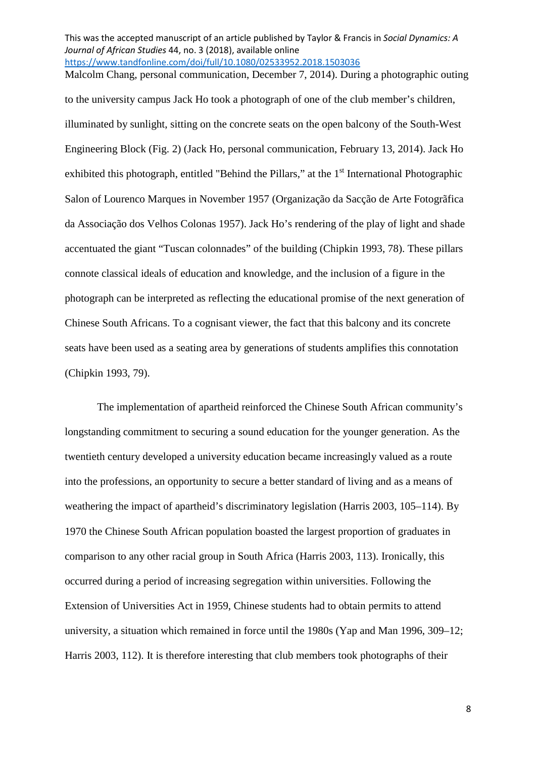Malcolm Chang, personal communication, December 7, 2014). During a photographic outing to the university campus Jack Ho took a photograph of one of the club member's children, illuminated by sunlight, sitting on the concrete seats on the open balcony of the South-West Engineering Block (Fig. 2) (Jack Ho, personal communication, February 13, 2014). Jack Ho exhibited this photograph, entitled "Behind the Pillars," at the 1st International Photographic Salon of Lourenco Marques in November 1957 (Organização da Sacção de Arte Fotogrãfica da Associação dos Velhos Colonas 1957). Jack Ho's rendering of the play of light and shade accentuated the giant "Tuscan colonnades" of the building (Chipkin 1993, 78). These pillars connote classical ideals of education and knowledge, and the inclusion of a figure in the photograph can be interpreted as reflecting the educational promise of the next generation of Chinese South Africans. To a cognisant viewer, the fact that this balcony and its concrete seats have been used as a seating area by generations of students amplifies this connotation (Chipkin 1993, 79).

The implementation of apartheid reinforced the Chinese South African community's longstanding commitment to securing a sound education for the younger generation. As the twentieth century developed a university education became increasingly valued as a route into the professions, an opportunity to secure a better standard of living and as a means of weathering the impact of apartheid's discriminatory legislation (Harris 2003, 105–114). By 1970 the Chinese South African population boasted the largest proportion of graduates in comparison to any other racial group in South Africa (Harris 2003, 113). Ironically, this occurred during a period of increasing segregation within universities. Following the Extension of Universities Act in 1959, Chinese students had to obtain permits to attend university, a situation which remained in force until the 1980s (Yap and Man 1996, 309–12; Harris 2003, 112). It is therefore interesting that club members took photographs of their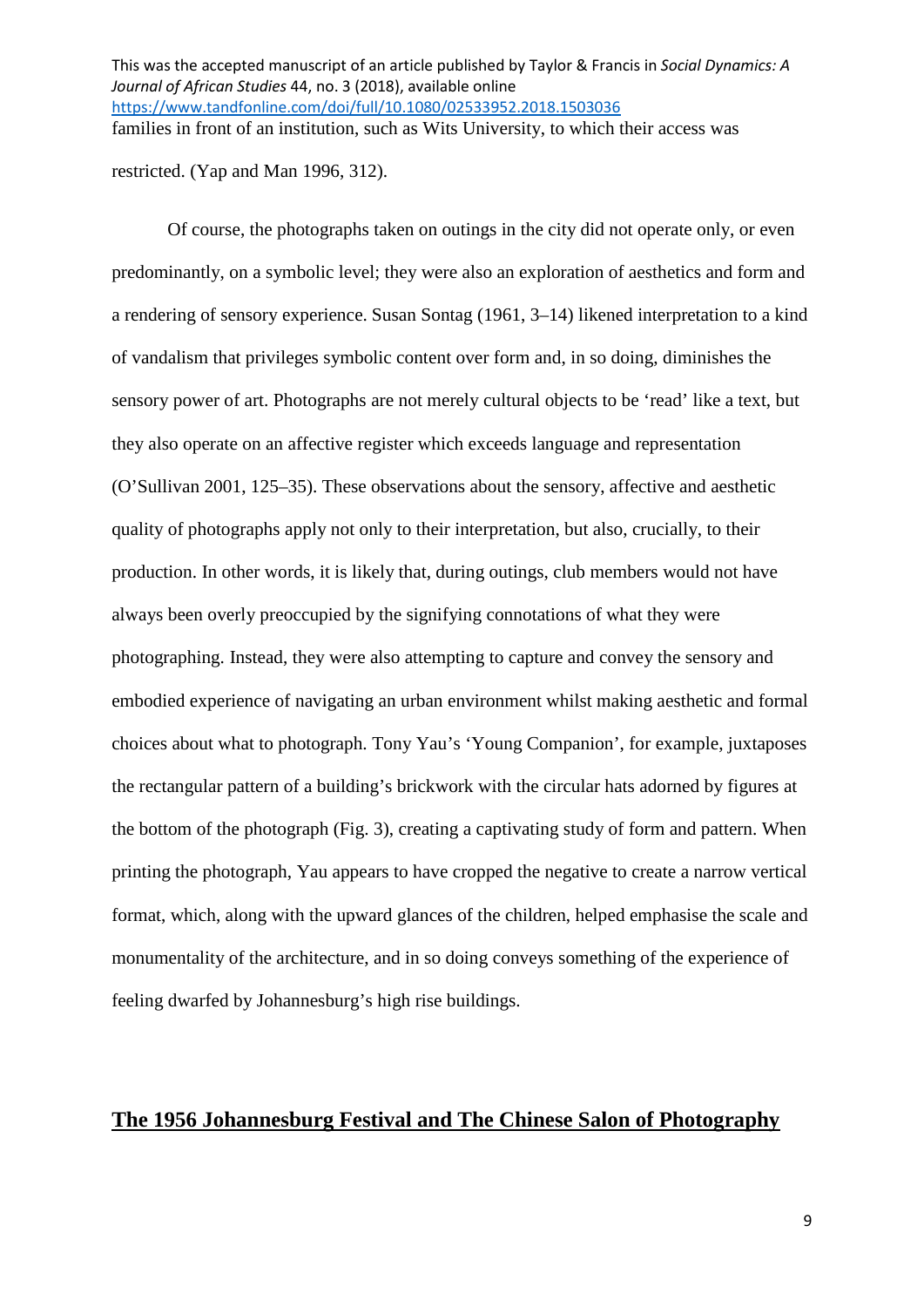families in front of an institution, such as Wits University, to which their access was restricted. (Yap and Man 1996, 312).

Of course, the photographs taken on outings in the city did not operate only, or even predominantly, on a symbolic level; they were also an exploration of aesthetics and form and a rendering of sensory experience. Susan Sontag (1961, 3–14) likened interpretation to a kind of vandalism that privileges symbolic content over form and, in so doing, diminishes the sensory power of art. Photographs are not merely cultural objects to be 'read' like a text, but they also operate on an affective register which exceeds language and representation (O'Sullivan 2001, 125–35). These observations about the sensory, affective and aesthetic quality of photographs apply not only to their interpretation, but also, crucially, to their production. In other words, it is likely that, during outings, club members would not have always been overly preoccupied by the signifying connotations of what they were photographing. Instead, they were also attempting to capture and convey the sensory and embodied experience of navigating an urban environment whilst making aesthetic and formal choices about what to photograph. Tony Yau's 'Young Companion', for example, juxtaposes the rectangular pattern of a building's brickwork with the circular hats adorned by figures at the bottom of the photograph (Fig. 3), creating a captivating study of form and pattern. When printing the photograph, Yau appears to have cropped the negative to create a narrow vertical format, which, along with the upward glances of the children, helped emphasise the scale and monumentality of the architecture, and in so doing conveys something of the experience of feeling dwarfed by Johannesburg's high rise buildings.

## The 1956 Johannesburg Festival and The Chinese Salon of Photography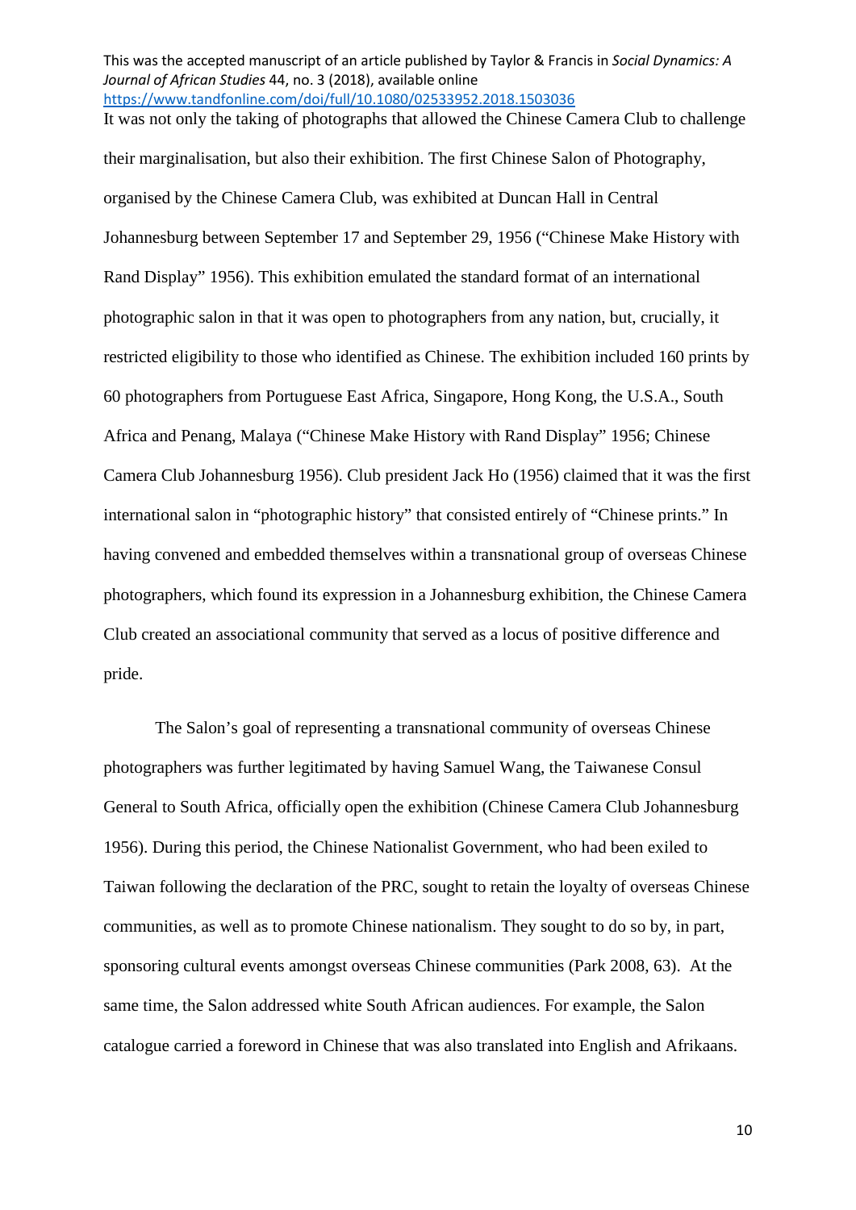It was not only the taking of photographs that allowed the Chinese Camera Club to challenge their marginalisation, but also their exhibition. The first Chinese Salon of Photography, organised by the Chinese Camera Club, was exhibited at Duncan Hall in Central Johannesburg between September 17 and September 29, 1956 ("Chinese Make History with Rand Display" 1956). This exhibition emulated the standard format of an international photographic salon in that it was open to photographers from any nation, but, crucially, it restricted eligibility to those who identified as Chinese. The exhibition included 160 prints by 60 photographers from Portuguese East Africa, Singapore, Hong Kong, the U.S.A., South Africa and Penang, Malaya ("Chinese Make History with Rand Display" 1956; Chinese Camera Club Johannesburg 1956). Club president Jack Ho (1956) claimed that it was the first international salon in "photographic history" that consisted entirely of "Chinese prints." In having convened and embedded themselves within a transnational group of overseas Chinese photographers, which found its expression in a Johannesburg exhibition, the Chinese Camera Club created an associational community that served as a locus of positive difference and pride.

The Salon's goal of representing a transnational community of overseas Chinese photographers was further legitimated by having Samuel Wang, the Taiwanese Consul General to South Africa, officially open the exhibition (Chinese Camera Club Johannesburg 1956). During this period, the Chinese Nationalist Government, who had been exiled to Taiwan following the declaration of the PRC, sought to retain the loyalty of overseas Chinese communities, as well as to promote Chinese nationalism. They sought to do so by, in part, sponsoring cultural events amongst overseas Chinese communities (Park 2008, 63). At the same time, the Salon addressed white South African audiences. For example, the Salon catalogue carried a foreword in Chinese that was also translated into English and Afrikaans.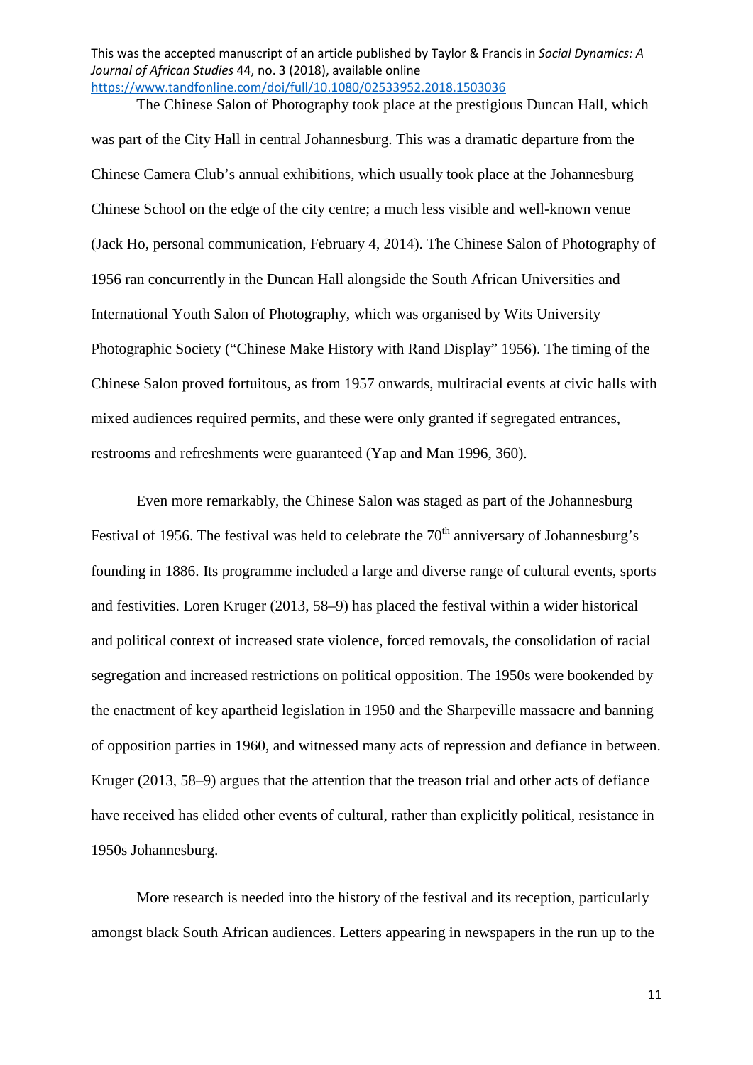The Chinese Salon of Photography took place at the prestigious Duncan Hall, which was part of the City Hall in central Johannesburg. This was a dramatic departure from the Chinese Camera Club's annual exhibitions, which usually took place at the Johannesburg Chinese School on the edge of the city centre; a much less visible and well-known venue (Jack Ho, personal communication, February 4, 2014). The Chinese Salon of Photography of 1956 ran concurrently in the Duncan Hall alongside the South African Universities and International Youth Salon of Photography, which was organised by Wits University Photographic Society ("Chinese Make History with Rand Display" 1956). The timing of the Chinese Salon proved fortuitous, as from 1957 onwards, multiracial events at civic halls with mixed audiences required permits, and these were only granted if segregated entrances, restrooms and refreshments were guaranteed (Yap and Man 1996, 360).

Even more remarkably, the Chinese Salon was staged as part of the Johannesburg Festival of 1956. The festival was held to celebrate the 70th anniversary of Johannesburg's founding in 1886. Its programme included a large and diverse range of cultural events, sports and festivities. Loren Kruger (2013, 58–9) has placed the festival within a wider historical and political context of increased state violence, forced removals, the consolidation of racial segregation and increased restrictions on political opposition. The 1950s were bookended by the enactment of key apartheid legislation in 1950 and the Sharpeville massacre and banning of opposition parties in 1960, and witnessed many acts of repression and defiance in between. Kruger (2013, 58–9) argues that the attention that the treason trial and other acts of defiance have received has elided other events of cultural, rather than explicitly political, resistance in 1950s Johannesburg.

More research is needed into the history of the festival and its reception, particularly amongst black South African audiences. Letters appearing in newspapers in the run up to the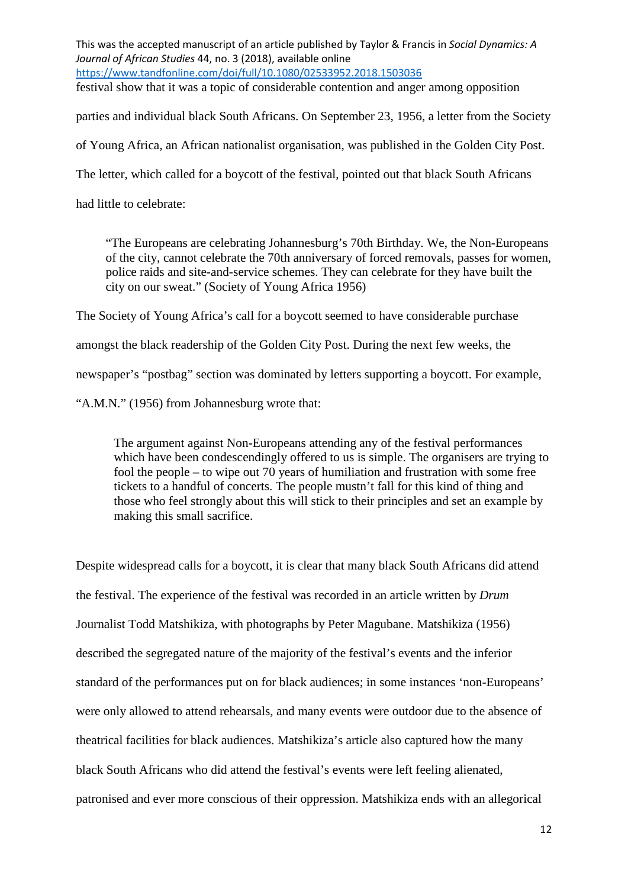festival show that it was a topic of considerable contention and anger among opposition parties and individual black South Africans. On September 23, 1956, a letter from the Society of Young Africa, an African nationalist organisation, was published in the Golden City Post. The letter, which called for a boycott of the festival, pointed out that black South Africans had little to celebrate:

> "The Europeans are celebrating Johannesburg's 70th Birthday. We, the Non-Europeans of the city, cannot celebrate the 70th anniversary of forced removals, passes for women, police raids and site-and-service schemes. They can celebrate for they have built the city on our sweat." (Society of Young Africa 1956)

The Society of Young Africa's call for a boycott seemed to have considerable purchase amongst the black readership of the Golden City Post. During the next few weeks, the newspaper's "postbag" section was dominated by letters supporting a boycott. For example, "A.M.N." (1956) from Johannesburg wrote that:

> The argument against Non-Europeans attending any of the festival performances which have been condescendingly offered to us is simple. The organisers are trying to fool the people – to wipe out 70 years of humiliation and frustration with some free tickets to a handful of concerts. The people mustn't fall for this kind of thing and those who feel strongly about this will stick to their principles and set an example by making this small sacrifice.

Despite widespread calls for a boycott, it is clear that many black South Africans did attend the festival. The experience of the festival was recorded in an article written by *Drum* Journalist Todd Matshikiza, with photographs by Peter Magubane. Matshikiza (1956) described the segregated nature of the majority of the festival's events and the inferior standard of the performances put on for black audiences; in some instances 'non-Europeans' were only allowed to attend rehearsals, and many events were outdoor due to the absence of theatrical facilities for black audiences. Matshikiza's article also captured how the many black South Africans who did attend the festival's events were left feeling alienated, patronised and ever more conscious of their oppression. Matshikiza ends with an allegorical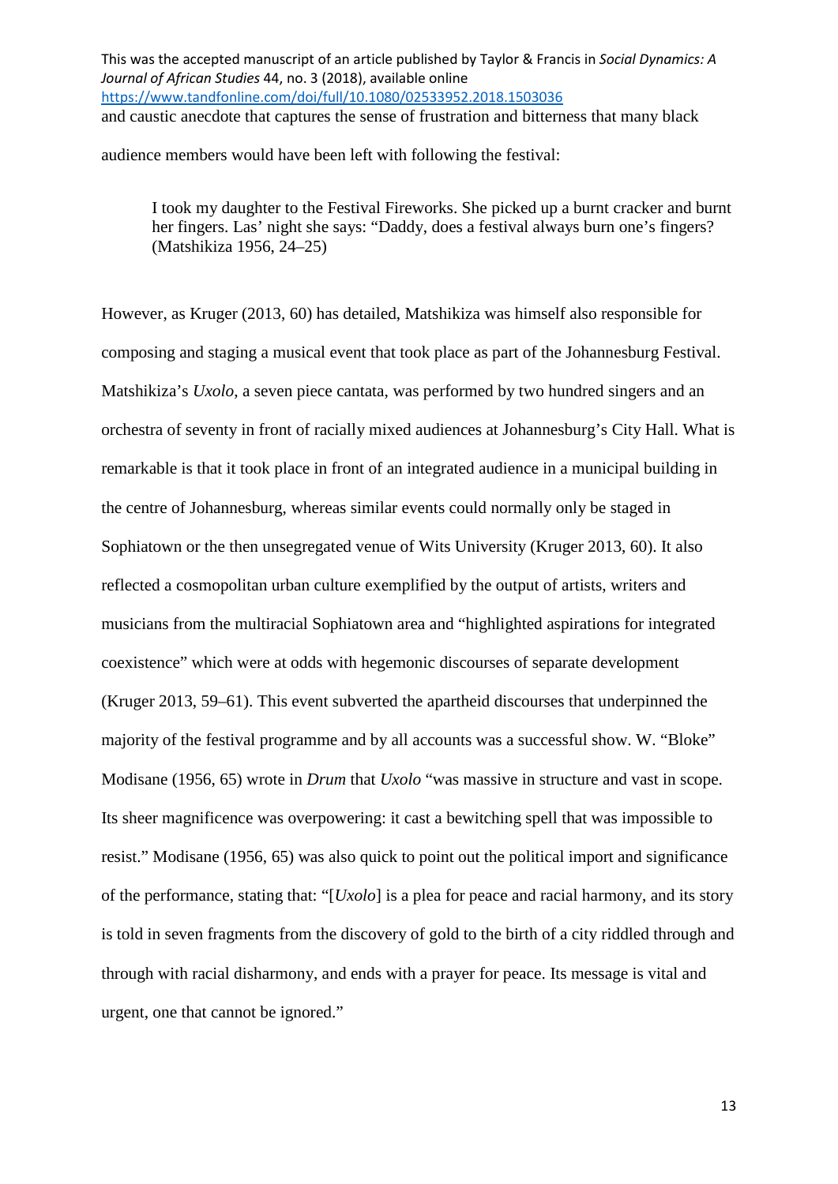and caustic anecdote that captures the sense of frustration and bitterness that many black audience members would have been left with following the festival:

> I took my daughter to the Festival Fireworks. She picked up a burnt cracker and burnt her fingers. Las' night she says: "Daddy, does a festival always burn one's fingers? (Matshikiza 1956, 24–25)

However, as Kruger (2013, 60) has detailed, Matshikiza was himself also responsible for composing and staging a musical event that took place as part of the Johannesburg Festival. Matshikiza's *Uxolo*, a seven piece cantata, was performed by two hundred singers and an orchestra of seventy in front of racially mixed audiences at Johannesburg's City Hall. What is remarkable is that it took place in front of an integrated audience in a municipal building in the centre of Johannesburg, whereas similar events could normally only be staged in Sophiatown or the then unsegregated venue of Wits University (Kruger 2013, 60). It also reflected a cosmopolitan urban culture exemplified by the output of artists, writers and musicians from the multiracial Sophiatown area and "highlighted aspirations for integrated coexistence" which were at odds with hegemonic discourses of separate development (Kruger 2013, 59–61). This event subverted the apartheid discourses that underpinned the majority of the festival programme and by all accounts was a successful show. W. "Bloke" Modisane (1956, 65) wrote in *Drum* that *Uxolo* "was massive in structure and vast in scope. Its sheer magnificence was overpowering: it cast a bewitching spell that was impossible to resist." Modisane (1956, 65) was also quick to point out the political import and significance of the performance, stating that: "[*Uxolo*] is a plea for peace and racial harmony, and its story is told in seven fragments from the discovery of gold to the birth of a city riddled through and through with racial disharmony, and ends with a prayer for peace. Its message is vital and urgent, one that cannot be ignored."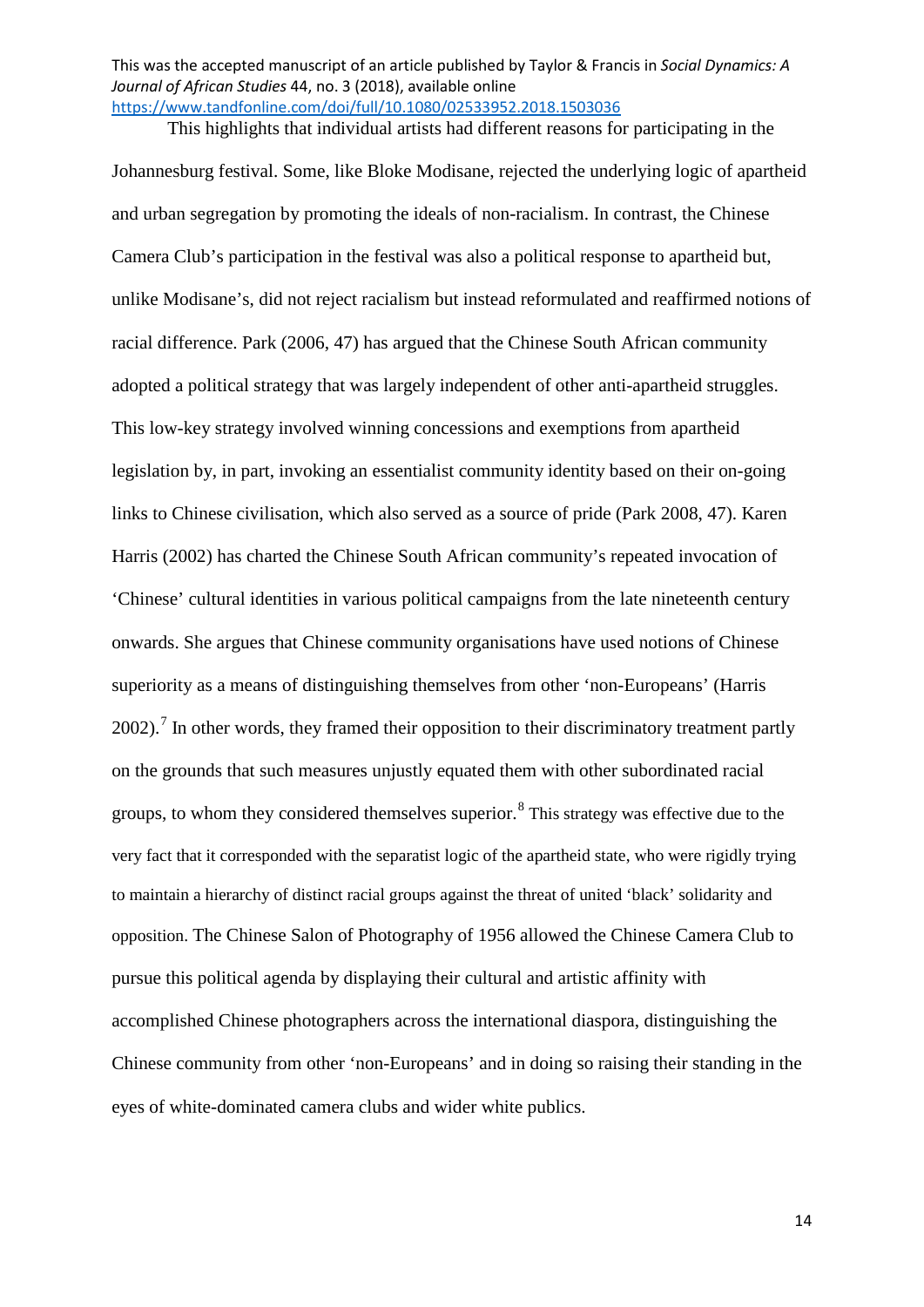This highlights that individual artists had different reasons for participating in the Johannesburg festival. Some, like Bloke Modisane, rejected the underlying logic of apartheid and urban segregation by promoting the ideals of non-racialism. In contrast, the Chinese Camera Club's participation in the festival was also a political response to apartheid but, unlike Modisane's, did not reject racialism but instead reformulated and reaffirmed notions of racial difference. Park (2006, 47) has argued that the Chinese South African community adopted a political strategy that was largely independent of other anti-apartheid struggles. This low-key strategy involved winning concessions and exemptions from apartheid legislation by, in part, invoking an essentialist community identity based on their on-going links to Chinese civilisation, which also served as a source of pride (Park 2008, 47). Karen Harris (2002) has charted the Chinese South African community's repeated invocation of 'Chinese' cultural identities in various political campaigns from the late nineteenth century onwards. She argues that Chinese community organisations have used notions of Chinese superiority as a means of distinguishing themselves from other 'non-Europeans' (Harris 2002).[7] In other words, they framed their opposition to their discriminatory treatment partly on the grounds that such measures unjustly equated them with other subordinated racial groups, to whom they considered themselves superior.[8] This strategy was effective due to the very fact that it corresponded with the separatist logic of the apartheid state, who were rigidly trying to maintain a hierarchy of distinct racial groups against the threat of united 'black' solidarity and opposition. The Chinese Salon of Photography of 1956 allowed the Chinese Camera Club to pursue this political agenda by displaying their cultural and artistic affinity with accomplished Chinese photographers across the international diaspora, distinguishing the Chinese community from other 'non-Europeans' and in doing so raising their standing in the eyes of white-dominated camera clubs and wider white publics.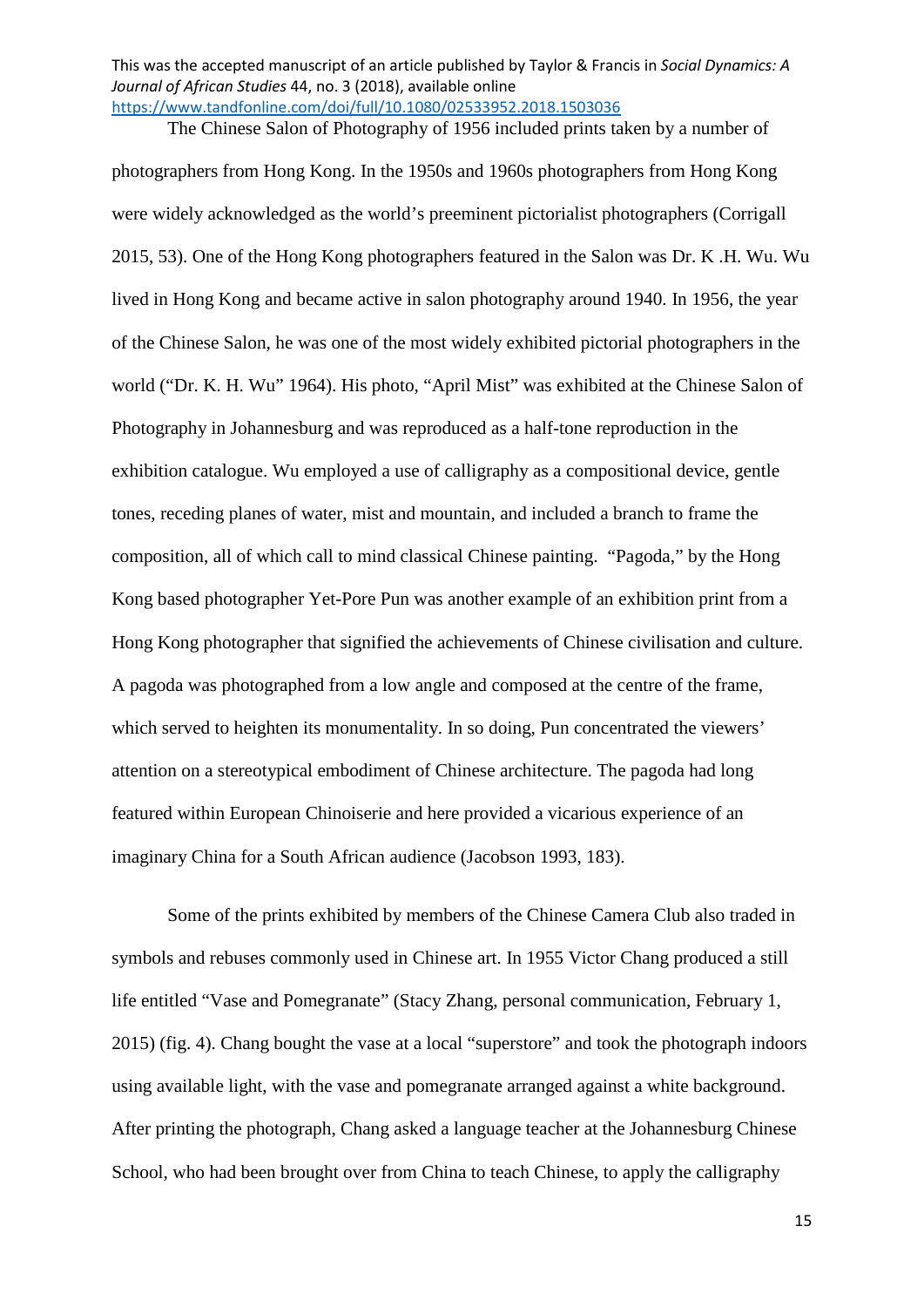The Chinese Salon of Photography of 1956 included prints taken by a number of photographers from Hong Kong. In the 1950s and 1960s photographers from Hong Kong were widely acknowledged as the world's preeminent pictorialist photographers (Corrigall 2015, 53). One of the Hong Kong photographers featured in the Salon was Dr. K .H. Wu. Wu lived in Hong Kong and became active in salon photography around 1940. In 1956, the year of the Chinese Salon, he was one of the most widely exhibited pictorial photographers in the world ("Dr. K. H. Wu" 1964). His photo, "April Mist" was exhibited at the Chinese Salon of Photography in Johannesburg and was reproduced as a half-tone reproduction in the exhibition catalogue. Wu employed a use of calligraphy as a compositional device, gentle tones, receding planes of water, mist and mountain, and included a branch to frame the composition, all of which call to mind classical Chinese painting. "Pagoda," by the Hong Kong based photographer Yet-Pore Pun was another example of an exhibition print from a Hong Kong photographer that signified the achievements of Chinese civilisation and culture. A pagoda was photographed from a low angle and composed at the centre of the frame, which served to heighten its monumentality. In so doing, Pun concentrated the viewers' attention on a stereotypical embodiment of Chinese architecture. The pagoda had long featured within European Chinoiserie and here provided a vicarious experience of an imaginary China for a South African audience (Jacobson 1993, 183).

Some of the prints exhibited by members of the Chinese Camera Club also traded in symbols and rebuses commonly used in Chinese art. In 1955 Victor Chang produced a still life entitled "Vase and Pomegranate" (Stacy Zhang, personal communication, February 1, 2015) (fig. 4). Chang bought the vase at a local "superstore" and took the photograph indoors using available light, with the vase and pomegranate arranged against a white background. After printing the photograph, Chang asked a language teacher at the Johannesburg Chinese School, who had been brought over from China to teach Chinese, to apply the calligraphy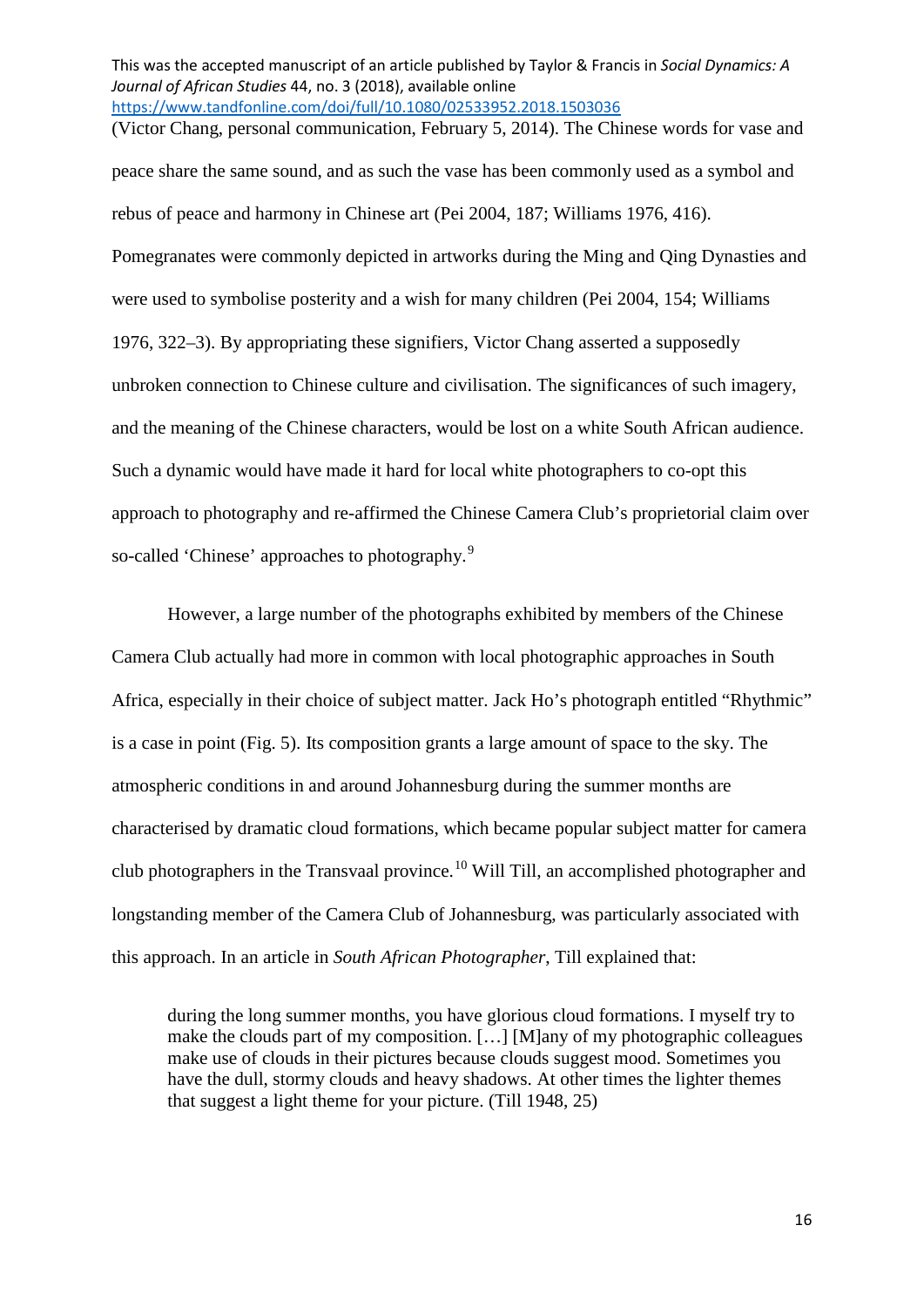(Victor Chang, personal communication, February 5, 2014). The Chinese words for vase and peace share the same sound, and as such the vase has been commonly used as a symbol and rebus of peace and harmony in Chinese art (Pei 2004, 187; Williams 1976, 416). Pomegranates were commonly depicted in artworks during the Ming and Qing Dynasties and were used to symbolise posterity and a wish for many children (Pei 2004, 154; Williams 1976, 322–3). By appropriating these signifiers, Victor Chang asserted a supposedly unbroken connection to Chinese culture and civilisation. The significances of such imagery, and the meaning of the Chinese characters, would be lost on a white South African audience. Such a dynamic would have made it hard for local white photographers to co-opt this approach to photography and re-affirmed the Chinese Camera Club's proprietorial claim over so-called 'Chinese' approaches to photography.[9]

However, a large number of the photographs exhibited by members of the Chinese Camera Club actually had more in common with local photographic approaches in South Africa, especially in their choice of subject matter. Jack Ho's photograph entitled "Rhythmic" is a case in point (Fig. 5). Its composition grants a large amount of space to the sky. The atmospheric conditions in and around Johannesburg during the summer months are characterised by dramatic cloud formations, which became popular subject matter for camera club photographers in the Transvaal province.[10] Will Till, an accomplished photographer and longstanding member of the Camera Club of Johannesburg, was particularly associated with this approach. In an article in *South African Photographer*, Till explained that:

> during the long summer months, you have glorious cloud formations. I myself try to make the clouds part of my composition. […] [M]any of my photographic colleagues make use of clouds in their pictures because clouds suggest mood. Sometimes you have the dull, stormy clouds and heavy shadows. At other times the lighter themes that suggest a light theme for your picture. (Till 1948, 25)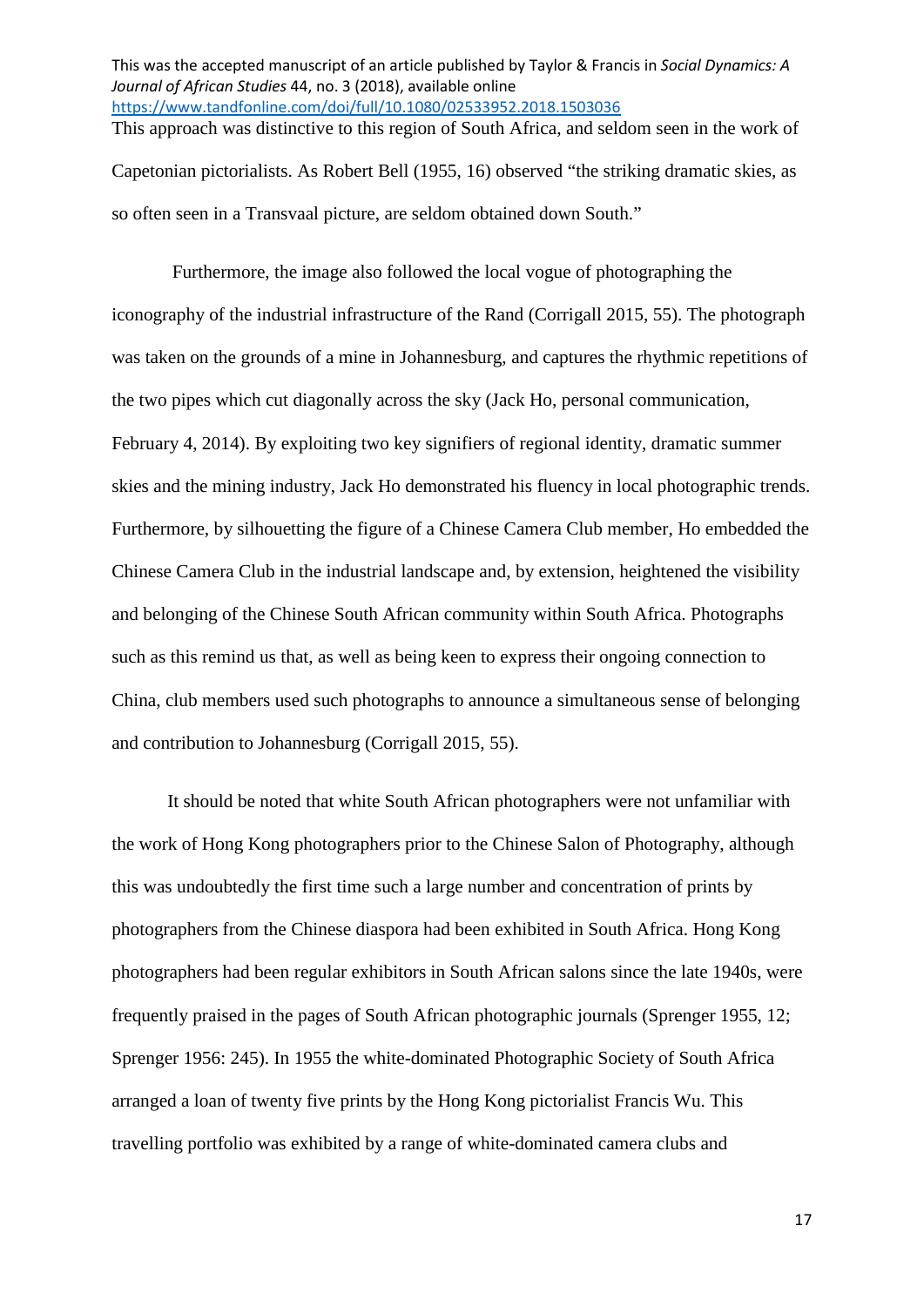This approach was distinctive to this region of South Africa, and seldom seen in the work of Capetonian pictorialists. As Robert Bell (1955, 16) observed "the striking dramatic skies, as so often seen in a Transvaal picture, are seldom obtained down South."

Furthermore, the image also followed the local vogue of photographing the iconography of the industrial infrastructure of the Rand (Corrigall 2015, 55). The photograph was taken on the grounds of a mine in Johannesburg, and captures the rhythmic repetitions of the two pipes which cut diagonally across the sky (Jack Ho, personal communication, February 4, 2014). By exploiting two key signifiers of regional identity, dramatic summer skies and the mining industry, Jack Ho demonstrated his fluency in local photographic trends. Furthermore, by silhouetting the figure of a Chinese Camera Club member, Ho embedded the Chinese Camera Club in the industrial landscape and, by extension, heightened the visibility and belonging of the Chinese South African community within South Africa. Photographs such as this remind us that, as well as being keen to express their ongoing connection to China, club members used such photographs to announce a simultaneous sense of belonging and contribution to Johannesburg (Corrigall 2015, 55).

It should be noted that white South African photographers were not unfamiliar with the work of Hong Kong photographers prior to the Chinese Salon of Photography, although this was undoubtedly the first time such a large number and concentration of prints by photographers from the Chinese diaspora had been exhibited in South Africa. Hong Kong photographers had been regular exhibitors in South African salons since the late 1940s, were frequently praised in the pages of South African photographic journals (Sprenger 1955, 12; Sprenger 1956: 245). In 1955 the white-dominated Photographic Society of South Africa arranged a loan of twenty five prints by the Hong Kong pictorialist Francis Wu. This travelling portfolio was exhibited by a range of white-dominated camera clubs and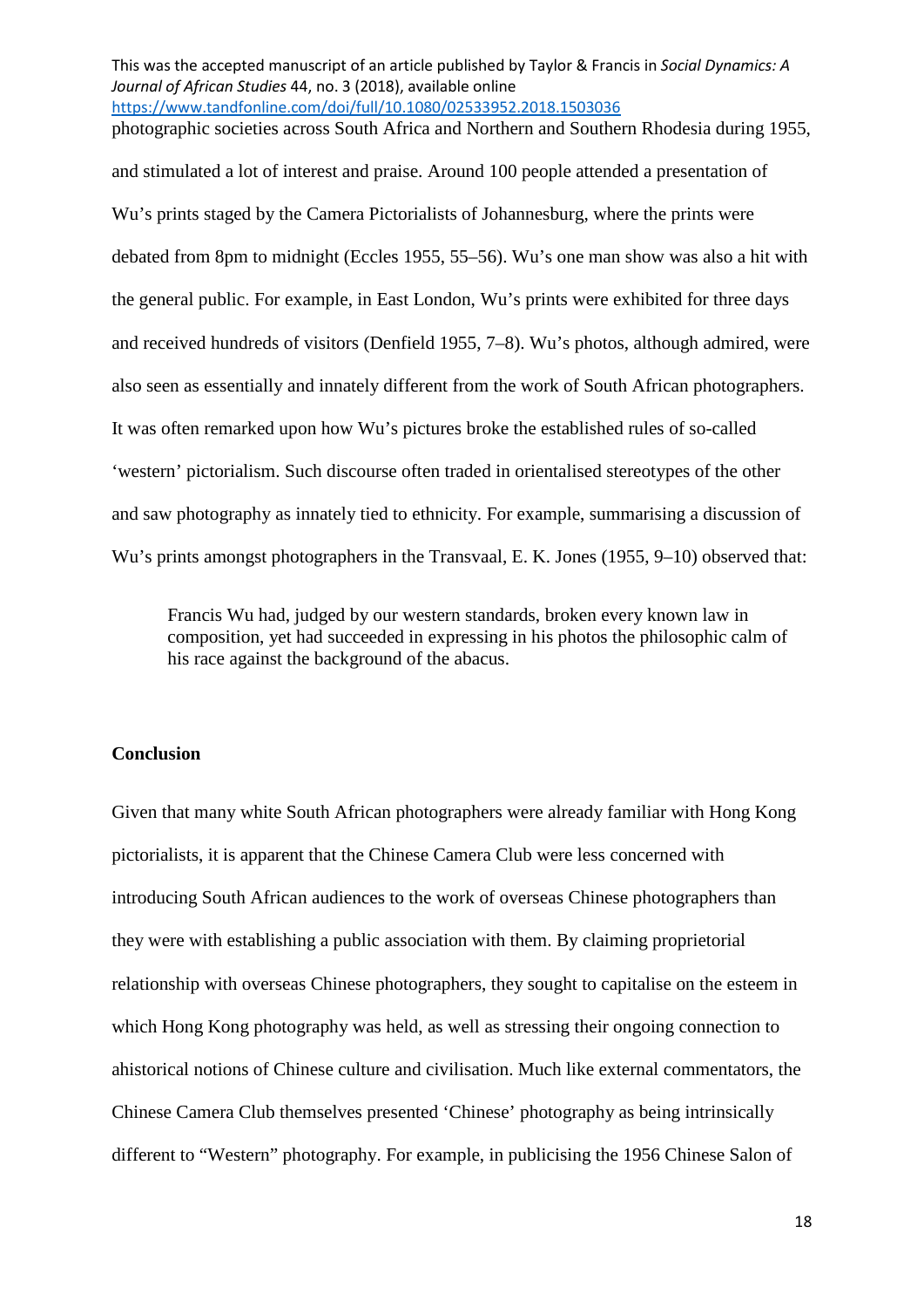photographic societies across South Africa and Northern and Southern Rhodesia during 1955, and stimulated a lot of interest and praise. Around 100 people attended a presentation of Wu's prints staged by the Camera Pictorialists of Johannesburg, where the prints were debated from 8pm to midnight (Eccles 1955, 55–56). Wu's one man show was also a hit with the general public. For example, in East London, Wu's prints were exhibited for three days and received hundreds of visitors (Denfield 1955, 7–8). Wu's photos, although admired, were also seen as essentially and innately different from the work of South African photographers. It was often remarked upon how Wu's pictures broke the established rules of so-called 'western' pictorialism. Such discourse often traded in orientalised stereotypes of the other and saw photography as innately tied to ethnicity. For example, summarising a discussion of Wu's prints amongst photographers in the Transvaal, E. K. Jones (1955, 9–10) observed that:

> Francis Wu had, judged by our western standards, broken every known law in composition, yet had succeeded in expressing in his photos the philosophic calm of his race against the background of the abacus.

## Conclusion

Given that many white South African photographers were already familiar with Hong Kong pictorialists, it is apparent that the Chinese Camera Club were less concerned with introducing South African audiences to the work of overseas Chinese photographers than they were with establishing a public association with them. By claiming proprietorial relationship with overseas Chinese photographers, they sought to capitalise on the esteem in which Hong Kong photography was held, as well as stressing their ongoing connection to ahistorical notions of Chinese culture and civilisation. Much like external commentators, the Chinese Camera Club themselves presented 'Chinese' photography as being intrinsically different to "Western" photography. For example, in publicising the 1956 Chinese Salon of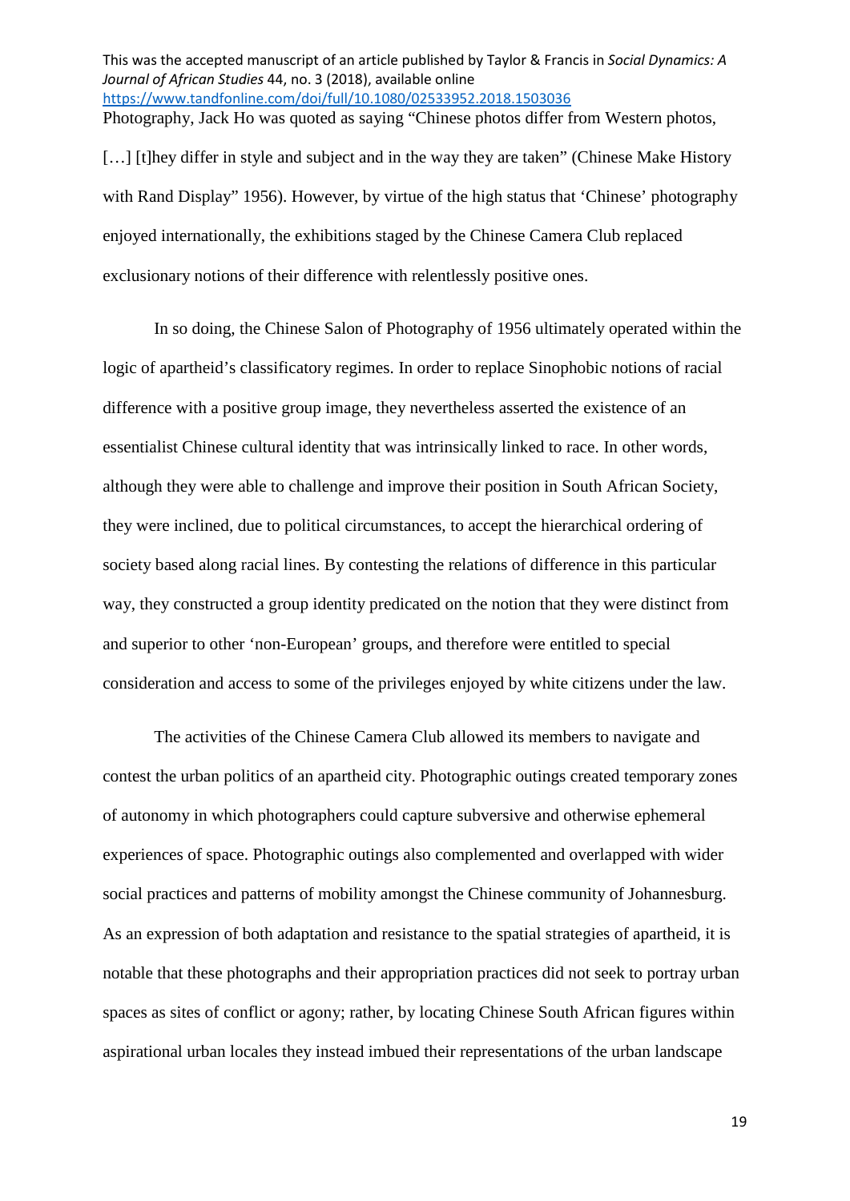Photography, Jack Ho was quoted as saying "Chinese photos differ from Western photos, […] [t]hey differ in style and subject and in the way they are taken" (Chinese Make History with Rand Display" 1956). However, by virtue of the high status that 'Chinese' photography enjoyed internationally, the exhibitions staged by the Chinese Camera Club replaced exclusionary notions of their difference with relentlessly positive ones.

In so doing, the Chinese Salon of Photography of 1956 ultimately operated within the logic of apartheid's classificatory regimes. In order to replace Sinophobic notions of racial difference with a positive group image, they nevertheless asserted the existence of an essentialist Chinese cultural identity that was intrinsically linked to race. In other words, although they were able to challenge and improve their position in South African Society, they were inclined, due to political circumstances, to accept the hierarchical ordering of society based along racial lines. By contesting the relations of difference in this particular way, they constructed a group identity predicated on the notion that they were distinct from and superior to other 'non-European' groups, and therefore were entitled to special consideration and access to some of the privileges enjoyed by white citizens under the law.

The activities of the Chinese Camera Club allowed its members to navigate and contest the urban politics of an apartheid city. Photographic outings created temporary zones of autonomy in which photographers could capture subversive and otherwise ephemeral experiences of space. Photographic outings also complemented and overlapped with wider social practices and patterns of mobility amongst the Chinese community of Johannesburg. As an expression of both adaptation and resistance to the spatial strategies of apartheid, it is notable that these photographs and their appropriation practices did not seek to portray urban spaces as sites of conflict or agony; rather, by locating Chinese South African figures within aspirational urban locales they instead imbued their representations of the urban landscape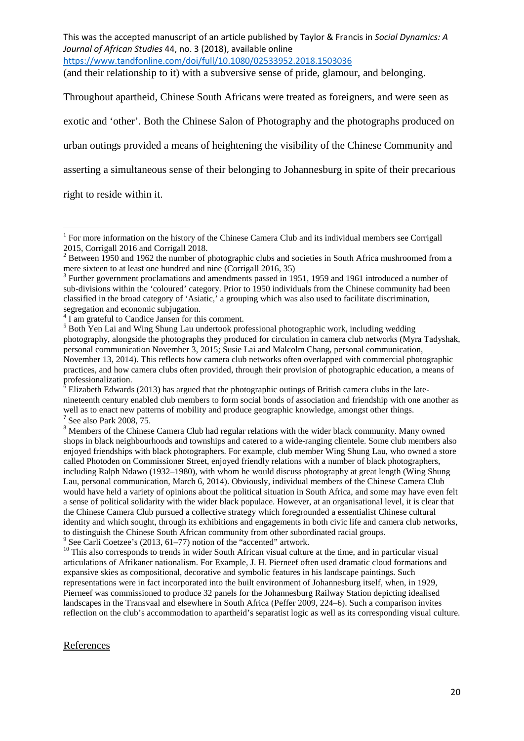(and their relationship to it) with a subversive sense of pride, glamour, and belonging.

Throughout apartheid, Chinese South Africans were treated as foreigners, and were seen as exotic and 'other'. Both the Chinese Salon of Photography and the photographs produced on urban outings provided a means of heightening the visibility of the Chinese Community and asserting a simultaneous sense of their belonging to Johannesburg in spite of their precarious right to reside within it.

---

[1] For more information on the history of the Chinese Camera Club and its individual members see Corrigall 2015, Corrigall 2016 and Corrigall 2018.

[2] Between 1950 and 1962 the number of photographic clubs and societies in South Africa mushroomed from a mere sixteen to at least one hundred and nine (Corrigall 2016, 35)

[3] Further government proclamations and amendments passed in 1951, 1959 and 1961 introduced a number of sub-divisions within the 'coloured' category. Prior to 1950 individuals from the Chinese community had been classified in the broad category of 'Asiatic,' a grouping which was also used to facilitate discrimination, segregation and economic subjugation.

[4] I am grateful to Candice Jansen for this comment.

[5] Both Yen Lai and Wing Shung Lau undertook professional photographic work, including wedding photography, alongside the photographs they produced for circulation in camera club networks (Myra Tadyshak, personal communication November 3, 2015; Susie Lai and Malcolm Chang, personal communication, November 13, 2014). This reflects how camera club networks often overlapped with commercial photographic practices, and how camera clubs often provided, through their provision of photographic education, a means of professionalization.

[6] Elizabeth Edwards (2013) has argued that the photographic outings of British camera clubs in the late-nineteenth century enabled club members to form social bonds of association and friendship with one another as well as to enact new patterns of mobility and produce geographic knowledge, amongst other things.

[7] See also Park 2008, 75.

[8] Members of the Chinese Camera Club had regular relations with the wider black community. Many owned shops in black neighbourhoods and townships and catered to a wide-ranging clientele. Some club members also enjoyed friendships with black photographers. For example, club member Wing Shung Lau, who owned a store called Photoden on Commissioner Street, enjoyed friendly relations with a number of black photographers, including Ralph Ndawo (1932–1980), with whom he would discuss photography at great length (Wing Shung Lau, personal communication, March 6, 2014). Obviously, individual members of the Chinese Camera Club would have held a variety of opinions about the political situation in South Africa, and some may have even felt a sense of political solidarity with the wider black populace. However, at an organisational level, it is clear that the Chinese Camera Club pursued a collective strategy which foregrounded a essentialist Chinese cultural identity and which sought, through its exhibitions and engagements in both civic life and camera club networks, to distinguish the Chinese South African community from other subordinated racial groups.

[9] See Carli Coetzee's (2013, 61–77) notion of the "accented" artwork.

[10] This also corresponds to trends in wider South African visual culture at the time, and in particular visual articulations of Afrikaner nationalism. For Example, J. H. Pierneef often used dramatic cloud formations and expansive skies as compositional, decorative and symbolic features in his landscape paintings. Such representations were in fact incorporated into the built environment of Johannesburg itself, when, in 1929, Pierneef was commissioned to produce 32 panels for the Johannesburg Railway Station depicting idealised landscapes in the Transvaal and elsewhere in South Africa (Peffer 2009, 224–6). Such a comparison invites reflection on the club's accommodation to apartheid's separatist logic as well as its corresponding visual culture.

## References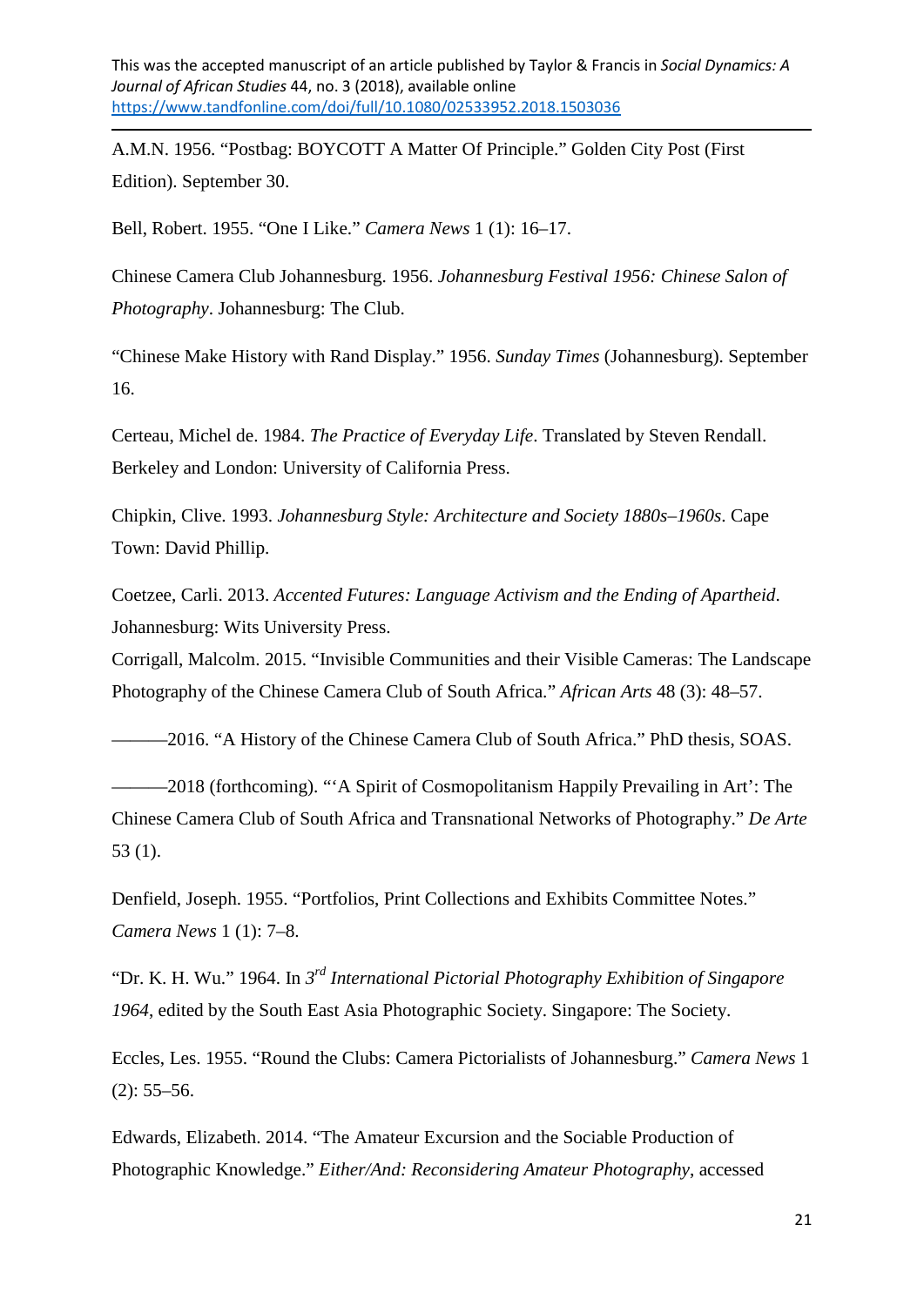A.M.N. 1956. “Postbag: BOYCOTT A Matter Of Principle.” Golden City Post (First Edition). September 30.

Bell, Robert. 1955. “One I Like.” *Camera News* 1 (1): 16–17.

Chinese Camera Club Johannesburg. 1956. *Johannesburg Festival 1956: Chinese Salon of Photography*. Johannesburg: The Club.

“Chinese Make History with Rand Display.” 1956. *Sunday Times* (Johannesburg). September 16.

Certeau, Michel de. 1984. *The Practice of Everyday Life*. Translated by Steven Rendall. Berkeley and London: University of California Press.

Chipkin, Clive. 1993. *Johannesburg Style: Architecture and Society 1880s–1960s*. Cape Town: David Phillip.

Coetzee, Carli. 2013. *Accented Futures: Language Activism and the Ending of Apartheid*. Johannesburg: Wits University Press.

Corrigall, Malcolm. 2015. “Invisible Communities and their Visible Cameras: The Landscape Photography of the Chinese Camera Club of South Africa.” *African Arts* 48 (3): 48–57.

———2016. “A History of the Chinese Camera Club of South Africa.” PhD thesis, SOAS.

———2018 (forthcoming). “‘A Spirit of Cosmopolitanism Happily Prevailing in Art’: The Chinese Camera Club of South Africa and Transnational Networks of Photography.” *De Arte* 53 (1).

Denfield, Joseph. 1955. “Portfolios, Print Collections and Exhibits Committee Notes.” *Camera News* 1 (1): 7–8.

“Dr. K. H. Wu.” 1964. In *3rd International Pictorial Photography Exhibition of Singapore 1964*, edited by the South East Asia Photographic Society. Singapore: The Society.

Eccles, Les. 1955. “Round the Clubs: Camera Pictorialists of Johannesburg.” *Camera News* 1 (2): 55–56.

Edwards, Elizabeth. 2014. “The Amateur Excursion and the Sociable Production of Photographic Knowledge.” *Either/And: Reconsidering Amateur Photography*, accessed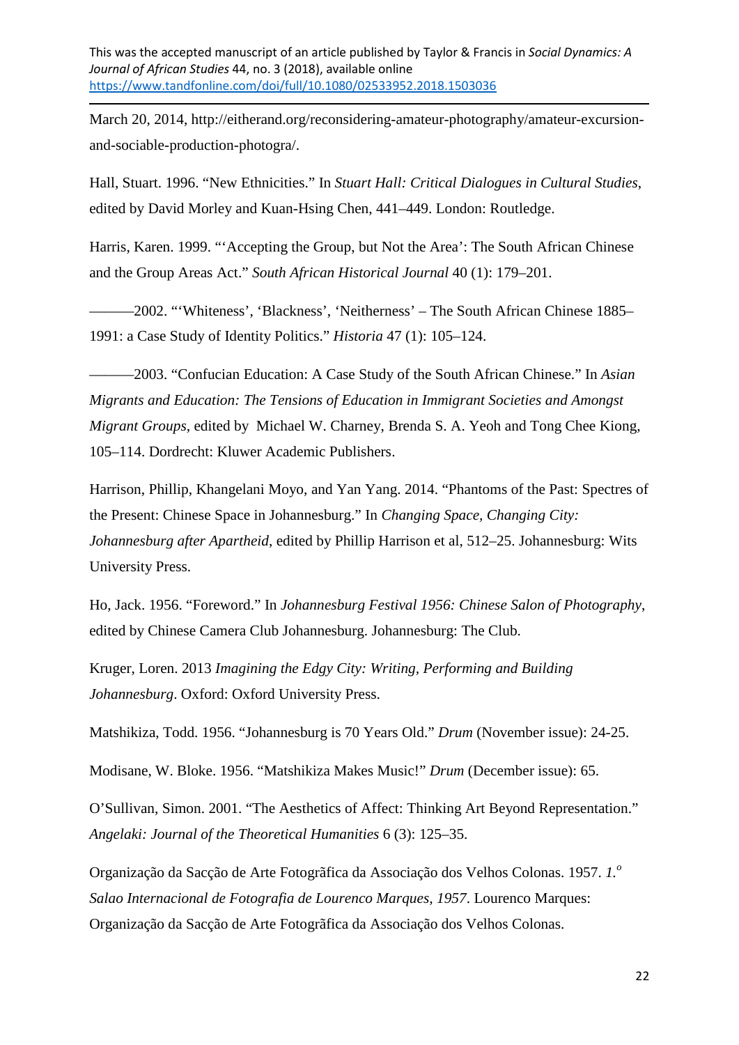March 20, 2014, http://eitherand.org/reconsidering-amateur-photography/amateur-excursion-and-sociable-production-photogra/.

Hall, Stuart. 1996. "New Ethnicities." In *Stuart Hall: Critical Dialogues in Cultural Studies*, edited by David Morley and Kuan-Hsing Chen, 441–449. London: Routledge.

Harris, Karen. 1999. "'Accepting the Group, but Not the Area': The South African Chinese and the Group Areas Act." *South African Historical Journal* 40 (1): 179–201.

———2002. "'Whiteness', 'Blackness', 'Neitherness' – The South African Chinese 1885–1991: a Case Study of Identity Politics." *Historia* 47 (1): 105–124.

———2003. "Confucian Education: A Case Study of the South African Chinese." In *Asian Migrants and Education: The Tensions of Education in Immigrant Societies and Amongst Migrant Groups*, edited by Michael W. Charney, Brenda S. A. Yeoh and Tong Chee Kiong, 105–114. Dordrecht: Kluwer Academic Publishers.

Harrison, Phillip, Khangelani Moyo, and Yan Yang. 2014. "Phantoms of the Past: Spectres of the Present: Chinese Space in Johannesburg." In *Changing Space, Changing City: Johannesburg after Apartheid*, edited by Phillip Harrison et al, 512–25. Johannesburg: Wits University Press.

Ho, Jack. 1956. "Foreword." In *Johannesburg Festival 1956: Chinese Salon of Photography*, edited by Chinese Camera Club Johannesburg. Johannesburg: The Club.

Kruger, Loren. 2013 *Imagining the Edgy City: Writing, Performing and Building Johannesburg*. Oxford: Oxford University Press.

Matshikiza, Todd. 1956. "Johannesburg is 70 Years Old." *Drum* (November issue): 24-25.

Modisane, W. Bloke. 1956. "Matshikiza Makes Music!" *Drum* (December issue): 65.

O'Sullivan, Simon. 2001. "The Aesthetics of Affect: Thinking Art Beyond Representation." *Angelaki: Journal of the Theoretical Humanities* 6 (3): 125–35.

Organização da Sacção de Arte Fotogrãfica da Associação dos Velhos Colonas. 1957. *1.º Salao Internacional de Fotografia de Lourenco Marques, 1957*. Lourenco Marques: Organização da Sacção de Arte Fotogrãfica da Associação dos Velhos Colonas.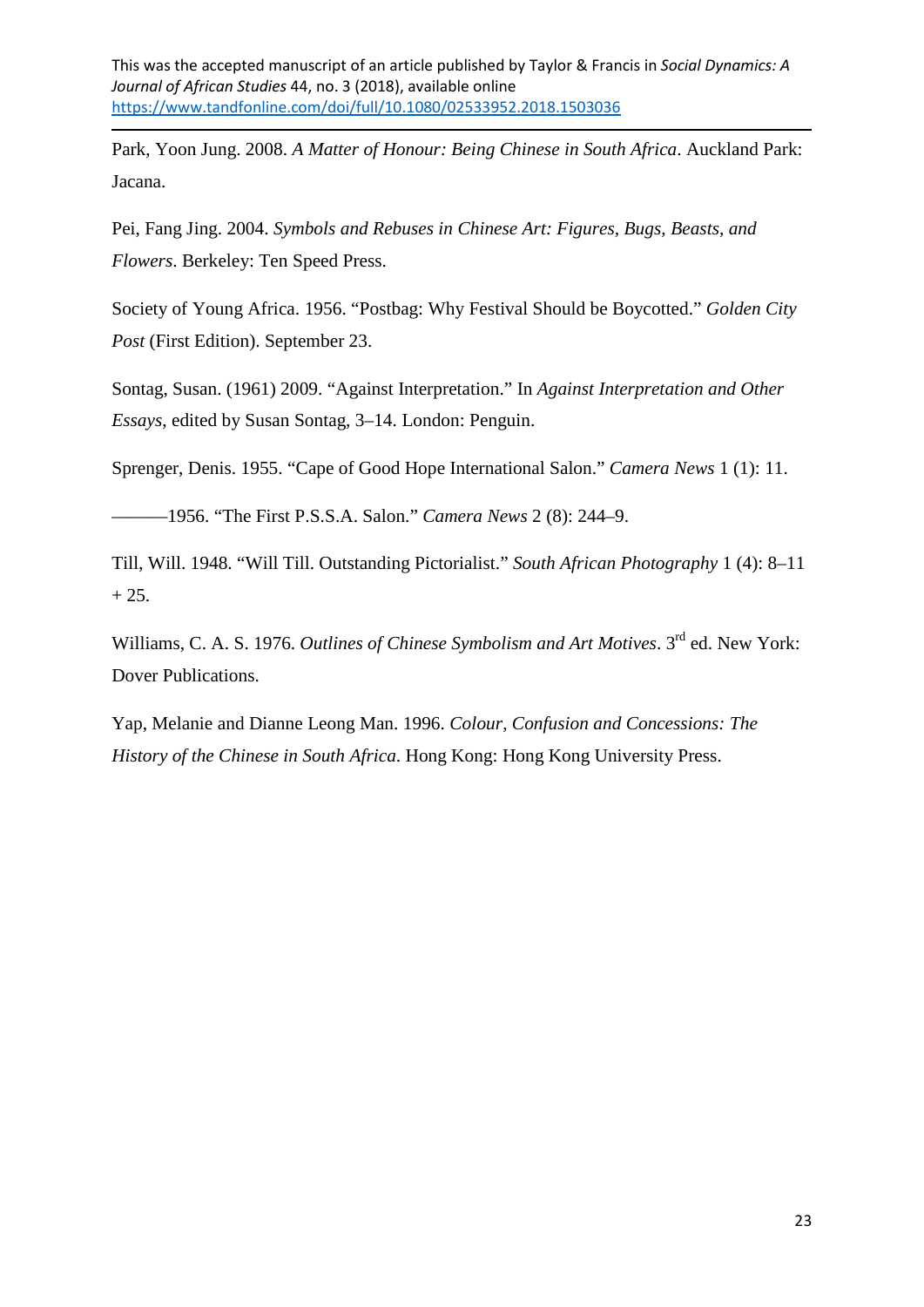Park, Yoon Jung. 2008. *A Matter of Honour: Being Chinese in South Africa*. Auckland Park: Jacana.

Pei, Fang Jing. 2004. *Symbols and Rebuses in Chinese Art: Figures, Bugs, Beasts, and Flowers*. Berkeley: Ten Speed Press.

Society of Young Africa. 1956. "Postbag: Why Festival Should be Boycotted." *Golden City Post* (First Edition). September 23.

Sontag, Susan. (1961) 2009. "Against Interpretation." In *Against Interpretation and Other Essays*, edited by Susan Sontag, 3–14. London: Penguin.

Sprenger, Denis. 1955. "Cape of Good Hope International Salon." *Camera News* 1 (1): 11.

———1956. "The First P.S.S.A. Salon." *Camera News* 2 (8): 244–9.

Till, Will. 1948. "Will Till. Outstanding Pictorialist." *South African Photography* 1 (4): 8–11 + 25.

Williams, C. A. S. 1976. *Outlines of Chinese Symbolism and Art Motives*. 3rd ed. New York: Dover Publications.

Yap, Melanie and Dianne Leong Man. 1996. *Colour, Confusion and Concessions: The History of the Chinese in South Africa*. Hong Kong: Hong Kong University Press.